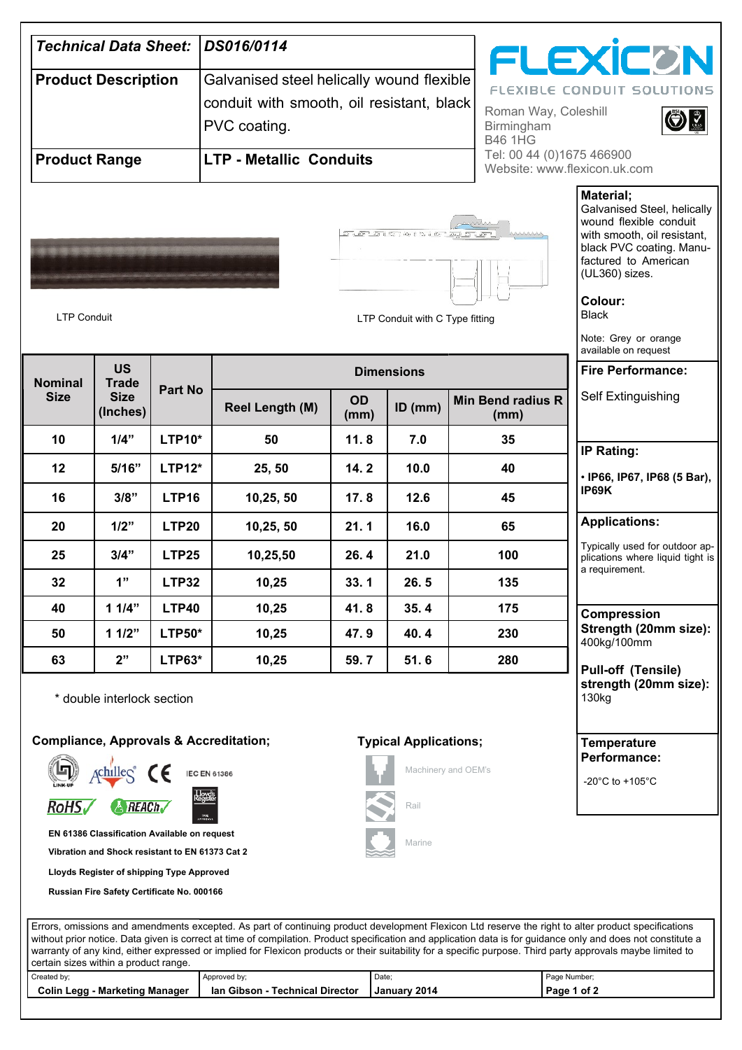| Technical Data Sheet: | DS016/0114 |
| --- | --- |
| **Product Description** | Galvanised steel helically wound flexible conduit with smooth, oil resistant, black PVC coating. |
| **Product Range** | **LTP - Metallic Conduits** |

FLEXICON
FLEXIBLE CONDUIT SOLUTIONS

Roman Way, Coleshill
Birmingham
B46 1HG
Tel: 00 44 (0)1675 466900
Website: www.flexicon.uk.com

LTP Conduit

LTP Conduit with C Type fitting

| Nominal Size | US Trade Size (Inches) | Part No | Dimensions | | | |
| --- | --- | --- | --- | --- | --- | --- |
| | | | Reel Length (M) | OD (mm) | ID (mm) | Min Bend radius R (mm) |
| 10 | 1/4" | LTP10* | 50 | 11. 8 | 7.0 | 35 |
| 12 | 5/16" | LTP12* | 25, 50 | 14. 2 | 10.0 | 40 |
| 16 | 3/8" | LTP16 | 10,25, 50 | 17. 8 | 12.6 | 45 |
| 20 | 1/2" | LTP20 | 10,25, 50 | 21. 1 | 16.0 | 65 |
| 25 | 3/4" | LTP25 | 10,25,50 | 26. 4 | 21.0 | 100 |
| 32 | 1" | LTP32 | 10,25 | 33. 1 | 26. 5 | 135 |
| 40 | 1 1/4" | LTP40 | 10,25 | 41. 8 | 35. 4 | 175 |
| 50 | 1 1/2" | LTP50* | 10,25 | 47. 9 | 40. 4 | 230 |
| 63 | 2" | LTP63* | 10,25 | 59. 7 | 51. 6 | 280 |

\* double interlock section

**Material;**
Galvanised Steel, helically wound flexible conduit with smooth, oil resistant, black PVC coating. Manufactured to American (UL360) sizes.

**Colour:**
Black

Note: Grey or orange available on request

**Fire Performance:**
Self Extinguishing

**IP Rating:**
• **IP66, IP67, IP68 (5 Bar), IP69K**

**Applications:**
Typically used for outdoor applications where liquid tight is a requirement.

**Compression Strength (20mm size):**
400kg/100mm

**Pull-off (Tensile) strength (20mm size):**
130kg

**Temperature Performance:**
-20°C to +105°C

## Compliance, Approvals & Accreditation;

LINK-UP, Achilles, CE, IEC EN 61386, RoHS, REACh, Lloyd's Register Type Approval

**EN 61386 Classification Available on request**

**Vibration and Shock resistant to EN 61373 Cat 2**

**Lloyds Register of shipping Type Approved**

**Russian Fire Safety Certificate No. 000166**

## Typical Applications;

Machinery and OEM's

Rail

Marine

Errors, omissions and amendments excepted. As part of continuing product development Flexicon Ltd reserve the right to alter product specifications without prior notice. Data given is correct at time of compilation. Product specification and application data is for guidance only and does not constitute a warranty of any kind, either expressed or implied for Flexicon products or their suitability for a specific purpose. Third party approvals maybe limited to certain sizes within a product range.

| Created by; | Approved by; | Date; | Page Number; |
| --- | --- | --- | --- |
| **Colin Legg - Marketing Manager** | **Ian Gibson - Technical Director** | **January 2014** | **Page 1 of 2** |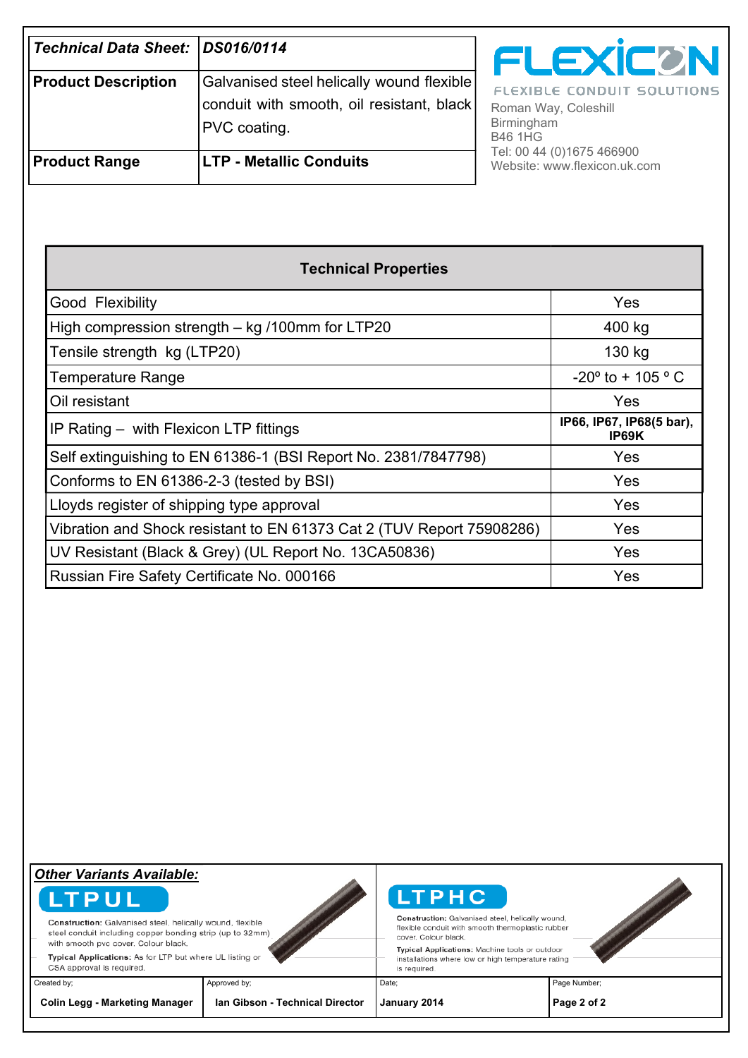| | |
|---|---|
| ***Technical Data Sheet:*** | ***DS016/0114*** |
| **Product Description** | Galvanised steel helically wound flexible conduit with smooth, oil resistant, black PVC coating. |
| **Product Range** | **LTP - Metallic Conduits** |

FLEXICON
FLEXIBLE CONDUIT SOLUTIONS
Roman Way, Coleshill
Birmingham
B46 1HG
Tel: 00 44 (0)1675 466900
Website: www.flexicon.uk.com

| **Technical Properties** | |
|---|---|
| Good Flexibility | Yes |
| High compression strength – kg /100mm for LTP20 | 400 kg |
| Tensile strength kg (LTP20) | 130 kg |
| Temperature Range | -20º to + 105 º C |
| Oil resistant | Yes |
| IP Rating – with Flexicon LTP fittings | **IP66, IP67, IP68(5 bar), IP69K** |
| Self extinguishing to EN 61386-1 (BSI Report No. 2381/7847798) | Yes |
| Conforms to EN 61386-2-3 (tested by BSI) | Yes |
| Lloyds register of shipping type approval | Yes |
| Vibration and Shock resistant to EN 61373 Cat 2 (TUV Report 75908286) | Yes |
| UV Resistant (Black & Grey) (UL Report No. 13CA50836) | Yes |
| Russian Fire Safety Certificate No. 000166 | Yes |

***Other Variants Available:***

**LTPUL**

**Construction:** Galvanised steel, helically wound, flexible steel conduit including copper bonding strip (up to 32mm) with smooth pvc cover. Colour black.

**Typical Applications:** As for LTP but where UL listing or CSA approval is required.

**LTPHC**

**Construction:** Galvanised steel, helically wound, flexible conduit with smooth thermoplastic rubber cover. Colour black.

**Typical Applications:** Machine tools or outdoor installations where low or high temperature rating is required.

| Created by; | Approved by; | Date; | Page Number; |
|---|---|---|---|
| **Colin Legg - Marketing Manager** | **Ian Gibson - Technical Director** | **January 2014** | **Page 2 of 2** |